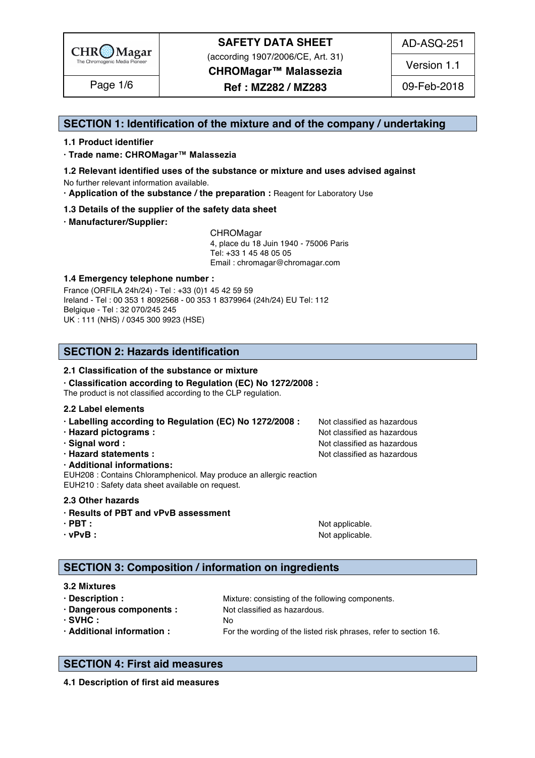## SECTION 1: Identification of the mixture and of the company / undertaking

### 1.1 Product identifier

**· Trade name: CHROMagar™ Malassezia**

### 1.2 Relevant identified uses of the substance or mixture and uses advised against

No further relevant information available.

**· Application of the substance / the preparation :** Reagent for Laboratory Use

### 1.3 Details of the supplier of the safety data sheet

**· Manufacturer/Supplier:**

CHROMagar
4, place du 18 Juin 1940 - 75006 Paris
Tel: +33 1 45 48 05 05
Email : chromagar@chromagar.com

### 1.4 Emergency telephone number :

France (ORFILA 24h/24) - Tel : +33 (0)1 45 42 59 59
Ireland - Tel : 00 353 1 8092568 - 00 353 1 8379964 (24h/24) EU Tel: 112
Belgique - Tel : 32 070/245 245
UK : 111 (NHS) / 0345 300 9923 (HSE)

## SECTION 2: Hazards identification

### 2.1 Classification of the substance or mixture

**· Classification according to Regulation (EC) No 1272/2008 :**

The product is not classified according to the CLP regulation.

### 2.2 Label elements

| | |
|---|---|
| **· Labelling according to Regulation (EC) No 1272/2008 :** | Not classified as hazardous |
| **· Hazard pictograms :** | Not classified as hazardous |
| **· Signal word :** | Not classified as hazardous |
| **· Hazard statements :** | Not classified as hazardous |

**· Additional informations:**

EUH208 : Contains Chloramphenicol. May produce an allergic reaction
EUH210 : Safety data sheet available on request.

### 2.3 Other hazards

**· Results of PBT and vPvB assessment**

| | |
|---|---|
| **· PBT :** | Not applicable. |
| **· vPvB :** | Not applicable. |

## SECTION 3: Composition / information on ingredients

### 3.2 Mixtures

| | |
|---|---|
| **· Description :** | Mixture: consisting of the following components. |
| **· Dangerous components :** | Not classified as hazardous. |
| **· SVHC :** | No |
| **· Additional information :** | For the wording of the listed risk phrases, refer to section 16. |

## SECTION 4: First aid measures

### 4.1 Description of first aid measures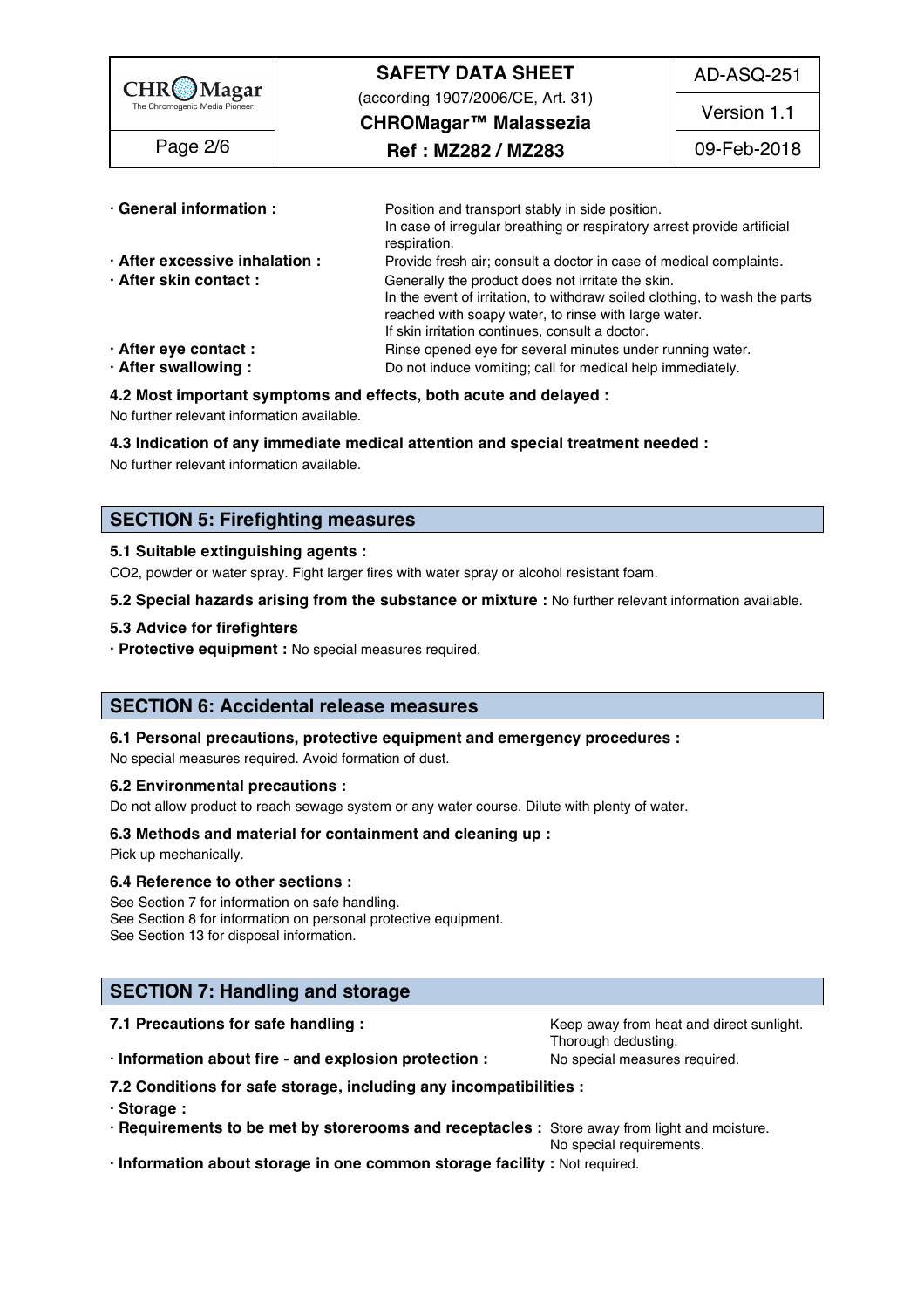**· General information :** Position and transport stably in side position.
In case of irregular breathing or respiratory arrest provide artificial respiration.

**· After excessive inhalation :** Provide fresh air; consult a doctor in case of medical complaints.

**· After skin contact :** Generally the product does not irritate the skin.
In the event of irritation, to withdraw soiled clothing, to wash the parts reached with soapy water, to rinse with large water.
If skin irritation continues, consult a doctor.

**· After eye contact :** Rinse opened eye for several minutes under running water.

**· After swallowing :** Do not induce vomiting; call for medical help immediately.

### 4.2 Most important symptoms and effects, both acute and delayed :

No further relevant information available.

### 4.3 Indication of any immediate medical attention and special treatment needed :

No further relevant information available.

## SECTION 5: Firefighting measures

### 5.1 Suitable extinguishing agents :

$CO_2$, powder or water spray. Fight larger fires with water spray or alcohol resistant foam.

**5.2 Special hazards arising from the substance or mixture :** No further relevant information available.

### 5.3 Advice for firefighters

**· Protective equipment :** No special measures required.

## SECTION 6: Accidental release measures

### 6.1 Personal precautions, protective equipment and emergency procedures :

No special measures required. Avoid formation of dust.

### 6.2 Environmental precautions :

Do not allow product to reach sewage system or any water course. Dilute with plenty of water.

### 6.3 Methods and material for containment and cleaning up :

Pick up mechanically.

### 6.4 Reference to other sections :

See Section 7 for information on safe handling.
See Section 8 for information on personal protective equipment.
See Section 13 for disposal information.

## SECTION 7: Handling and storage

**7.1 Precautions for safe handling :** Keep away from heat and direct sunlight.
Thorough dedusting.

**· Information about fire - and explosion protection :** No special measures required.

### 7.2 Conditions for safe storage, including any incompatibilities :

**· Storage :**

**· Requirements to be met by storerooms and receptacles :** Store away from light and moisture.
No special requirements.

**· Information about storage in one common storage facility :** Not required.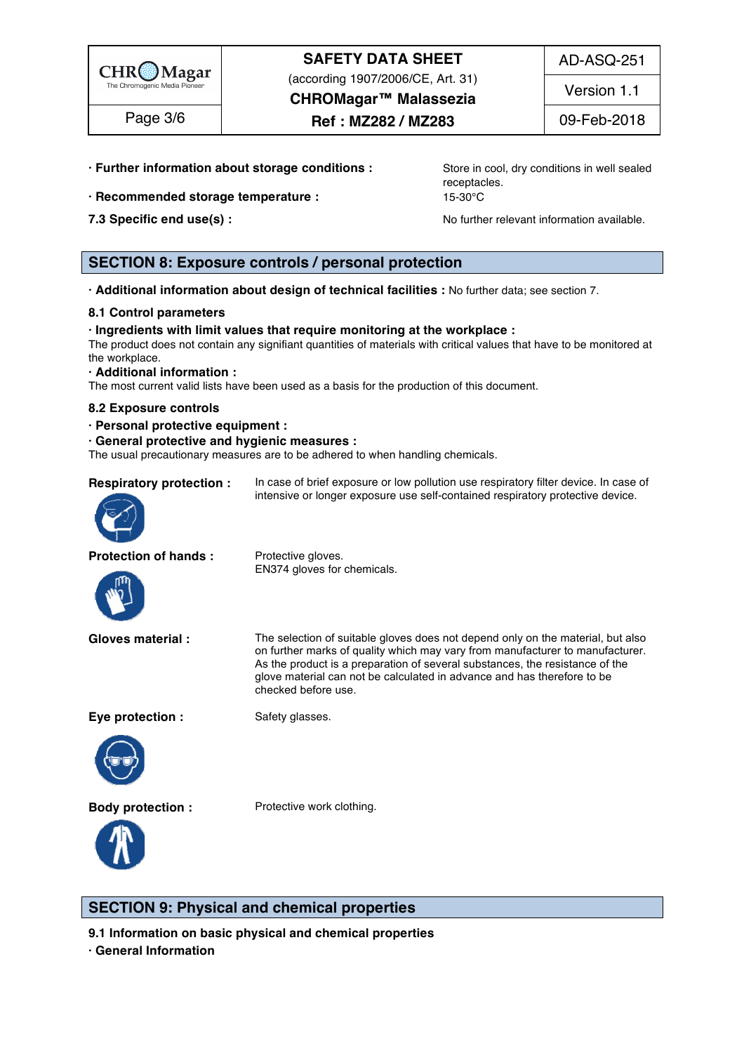· **Further information about storage conditions :** Store in cool, dry conditions in well sealed receptacles.

· **Recommended storage temperature :** 15-30°C

**7.3 Specific end use(s) :** No further relevant information available.

## SECTION 8: Exposure controls / personal protection

· **Additional information about design of technical facilities :** No further data; see section 7.

### 8.1 Control parameters

· **Ingredients with limit values that require monitoring at the workplace :**
The product does not contain any signifiant quantities of materials with critical values that have to be monitored at the workplace.

· **Additional information :**
The most current valid lists have been used as a basis for the production of this document.

### 8.2 Exposure controls

· **Personal protective equipment :**

· **General protective and hygienic measures :**
The usual precautionary measures are to be adhered to when handling chemicals.

**Respiratory protection :** In case of brief exposure or low pollution use respiratory filter device. In case of intensive or longer exposure use self-contained respiratory protective device.

**Protection of hands :** Protective gloves.
EN374 gloves for chemicals.

**Gloves material :** The selection of suitable gloves does not depend only on the material, but also on further marks of quality which may vary from manufacturer to manufacturer. As the product is a preparation of several substances, the resistance of the glove material can not be calculated in advance and has therefore to be checked before use.

**Eye protection :** Safety glasses.

**Body protection :** Protective work clothing.

## SECTION 9: Physical and chemical properties

### 9.1 Information on basic physical and chemical properties

· **General Information**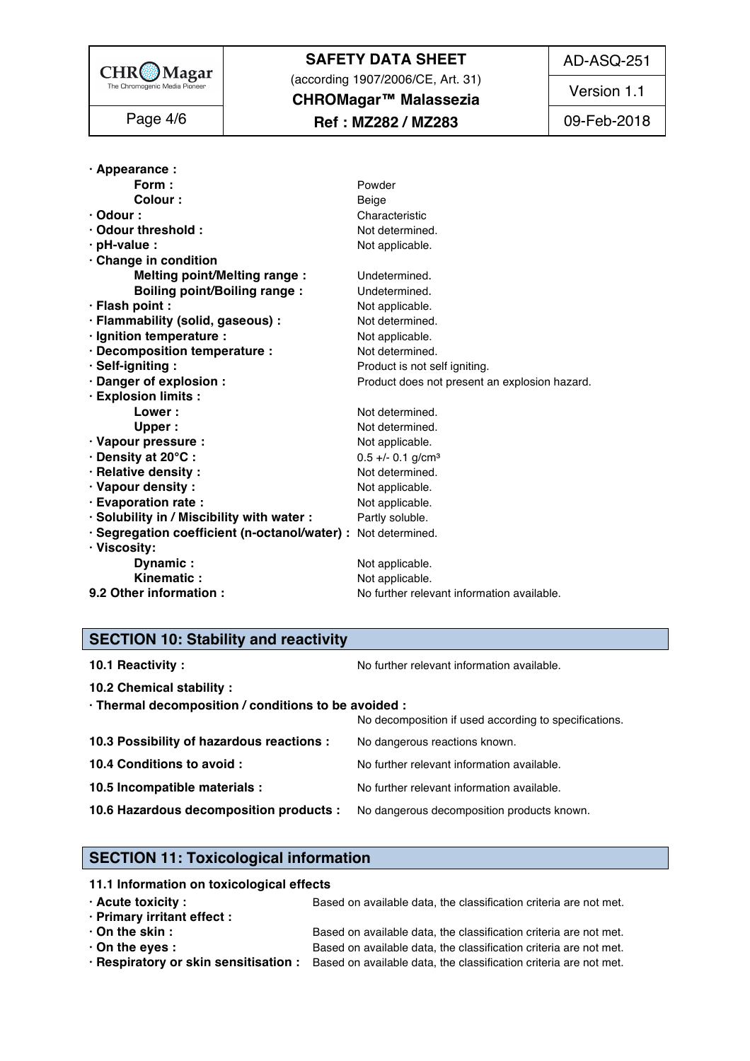| | |
|---|---|
| **· Appearance :** | |
| **Form :** | Powder |
| **Colour :** | Beige |
| **· Odour :** | Characteristic |
| **· Odour threshold :** | Not determined. |
| **· pH-value :** | Not applicable. |
| **· Change in condition** | |
| **Melting point/Melting range :** | Undetermined. |
| **Boiling point/Boiling range :** | Undetermined. |
| **· Flash point :** | Not applicable. |
| **· Flammability (solid, gaseous) :** | Not determined. |
| **· Ignition temperature :** | Not applicable. |
| **· Decomposition temperature :** | Not determined. |
| **· Self-igniting :** | Product is not self igniting. |
| **· Danger of explosion :** | Product does not present an explosion hazard. |
| **· Explosion limits :** | |
| **Lower :** | Not determined. |
| **Upper :** | Not determined. |
| **· Vapour pressure :** | Not applicable. |
| **· Density at 20°C :** | 0.5 +/- 0.1 g/cm³ |
| **· Relative density :** | Not determined. |
| **· Vapour density :** | Not applicable. |
| **· Evaporation rate :** | Not applicable. |
| **· Solubility in / Miscibility with water :** | Partly soluble. |
| **· Segregation coefficient (n-octanol/water) :** | Not determined. |
| **· Viscosity:** | |
| **Dynamic :** | Not applicable. |
| **Kinematic :** | Not applicable. |
| **9.2 Other information :** | No further relevant information available. |

## SECTION 10: Stability and reactivity

**10.1 Reactivity :** No further relevant information available.

**10.2 Chemical stability :**

**· Thermal decomposition / conditions to be avoided :**
No decomposition if used according to specifications.

**10.3 Possibility of hazardous reactions :** No dangerous reactions known.

**10.4 Conditions to avoid :** No further relevant information available.

**10.5 Incompatible materials :** No further relevant information available.

**10.6 Hazardous decomposition products :** No dangerous decomposition products known.

## SECTION 11: Toxicological information

**11.1 Information on toxicological effects**

| | |
|---|---|
| **· Acute toxicity :** | Based on available data, the classification criteria are not met. |
| **· Primary irritant effect :** | |
| **· On the skin :** | Based on available data, the classification criteria are not met. |
| **· On the eyes :** | Based on available data, the classification criteria are not met. |
| **· Respiratory or skin sensitisation :** | Based on available data, the classification criteria are not met. |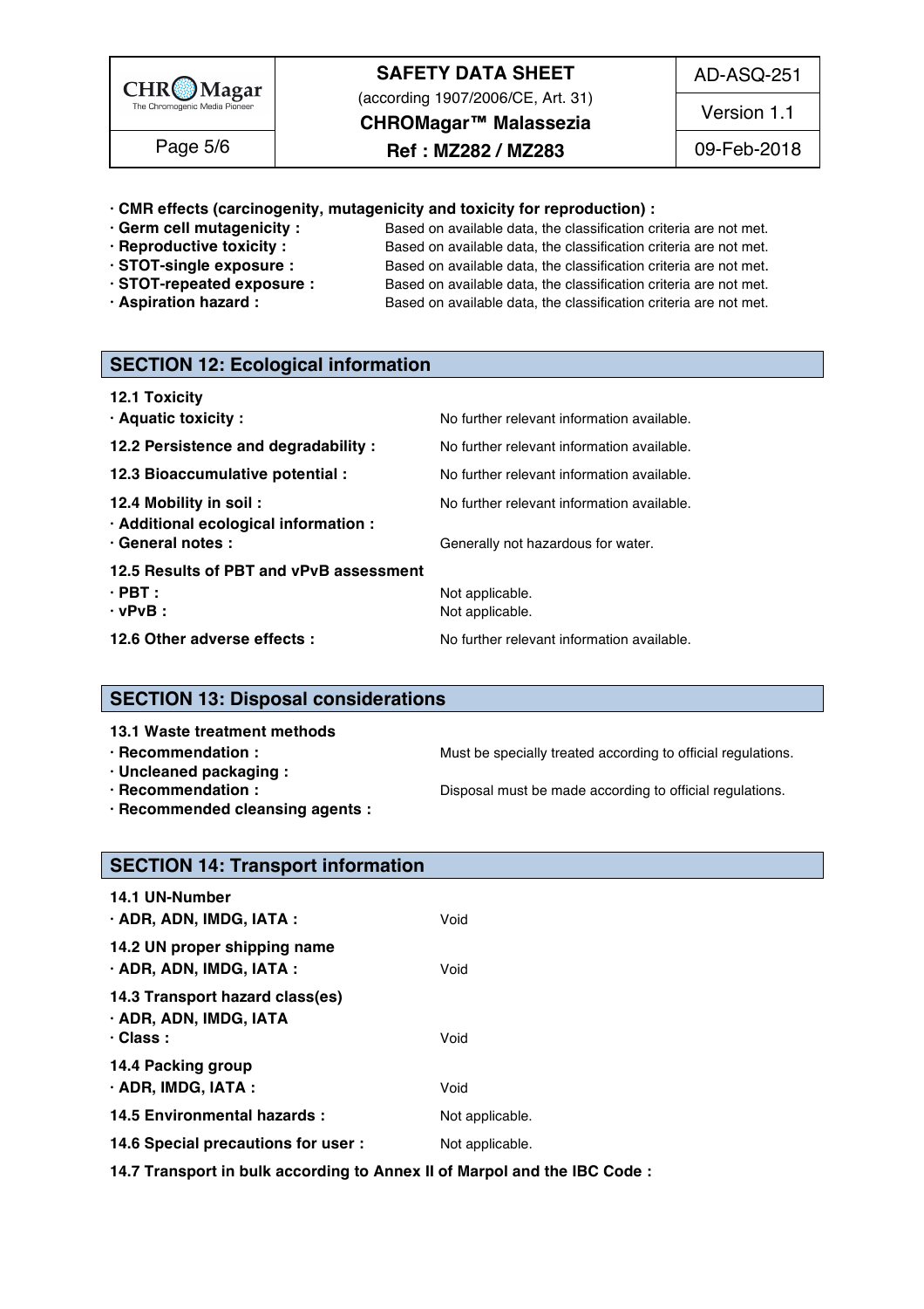**· CMR effects (carcinogenity, mutagenicity and toxicity for reproduction) :**

**· Germ cell mutagenicity :** Based on available data, the classification criteria are not met.
**· Reproductive toxicity :** Based on available data, the classification criteria are not met.
**· STOT-single exposure :** Based on available data, the classification criteria are not met.
**· STOT-repeated exposure :** Based on available data, the classification criteria are not met.
**· Aspiration hazard :** Based on available data, the classification criteria are not met.

## SECTION 12: Ecological information

**12.1 Toxicity**

**· Aquatic toxicity :** No further relevant information available.

**12.2 Persistence and degradability :** No further relevant information available.

**12.3 Bioaccumulative potential :** No further relevant information available.

**12.4 Mobility in soil :** No further relevant information available.

**· Additional ecological information :**

**· General notes :** Generally not hazardous for water.

**12.5 Results of PBT and vPvB assessment**

**· PBT :** Not applicable.
**· vPvB :** Not applicable.

**12.6 Other adverse effects :** No further relevant information available.

## SECTION 13: Disposal considerations

**13.1 Waste treatment methods**

**· Recommendation :** Must be specially treated according to official regulations.

**· Uncleaned packaging :**

**· Recommendation :** Disposal must be made according to official regulations.

**· Recommended cleansing agents :**

## SECTION 14: Transport information

**14.1 UN-Number**

**· ADR, ADN, IMDG, IATA :** Void

**14.2 UN proper shipping name**

**· ADR, ADN, IMDG, IATA :** Void

**14.3 Transport hazard class(es)**

**· ADR, ADN, IMDG, IATA**

**· Class :** Void

**14.4 Packing group**

**· ADR, IMDG, IATA :** Void

**14.5 Environmental hazards :** Not applicable.

**14.6 Special precautions for user :** Not applicable.

**14.7 Transport in bulk according to Annex II of Marpol and the IBC Code :**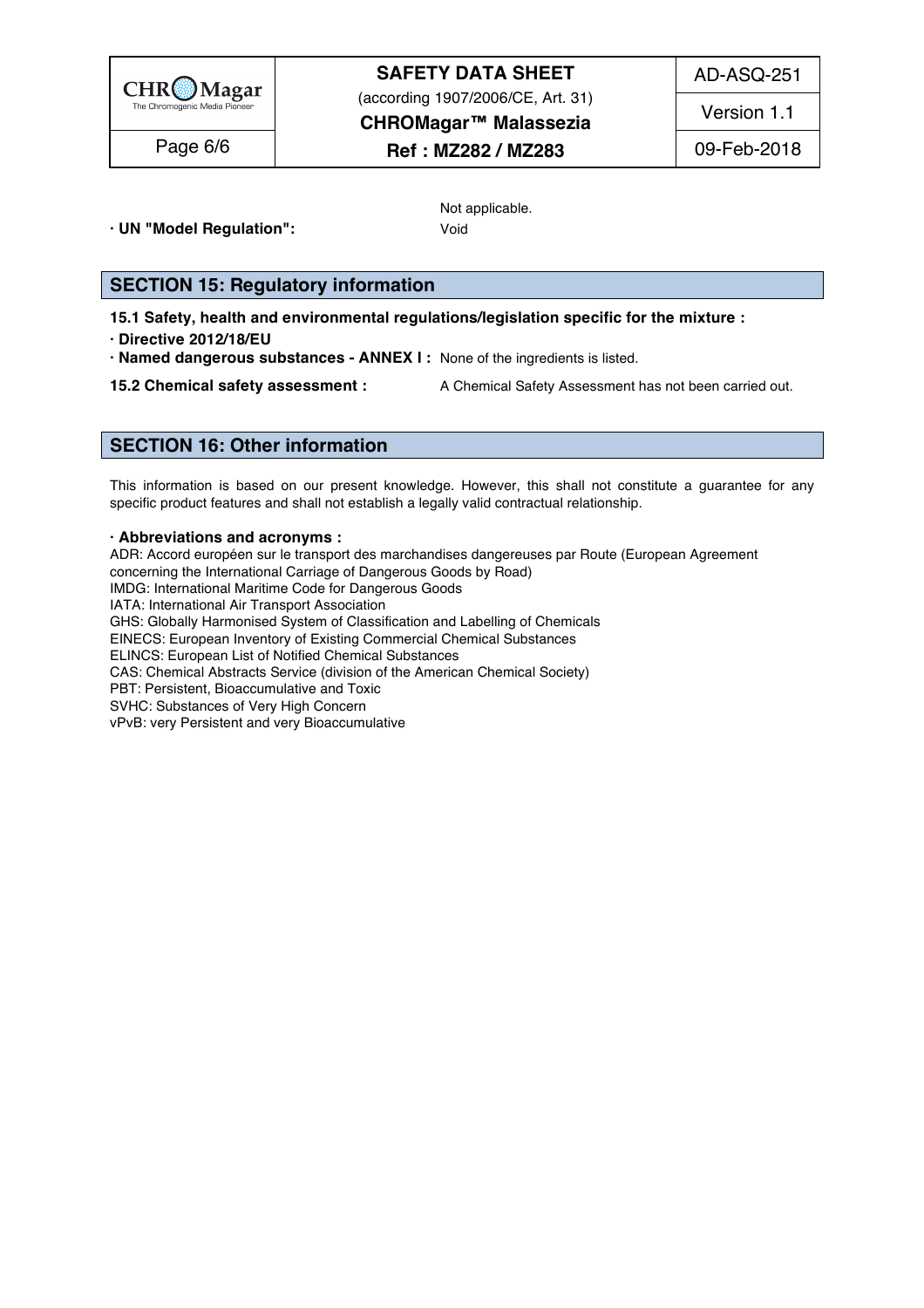Not applicable.

**· UN "Model Regulation":** Void

## SECTION 15: Regulatory information

**15.1 Safety, health and environmental regulations/legislation specific for the mixture :**

**· Directive 2012/18/EU**

**· Named dangerous substances - ANNEX I :** None of the ingredients is listed.

**15.2 Chemical safety assessment :** A Chemical Safety Assessment has not been carried out.

## SECTION 16: Other information

This information is based on our present knowledge. However, this shall not constitute a guarantee for any specific product features and shall not establish a legally valid contractual relationship.

**· Abbreviations and acronyms :**

ADR: Accord européen sur le transport des marchandises dangereuses par Route (European Agreement concerning the International Carriage of Dangerous Goods by Road)
IMDG: International Maritime Code for Dangerous Goods
IATA: International Air Transport Association
GHS: Globally Harmonised System of Classification and Labelling of Chemicals
EINECS: European Inventory of Existing Commercial Chemical Substances
ELINCS: European List of Notified Chemical Substances
CAS: Chemical Abstracts Service (division of the American Chemical Society)
PBT: Persistent, Bioaccumulative and Toxic
SVHC: Substances of Very High Concern
vPvB: very Persistent and very Bioaccumulative